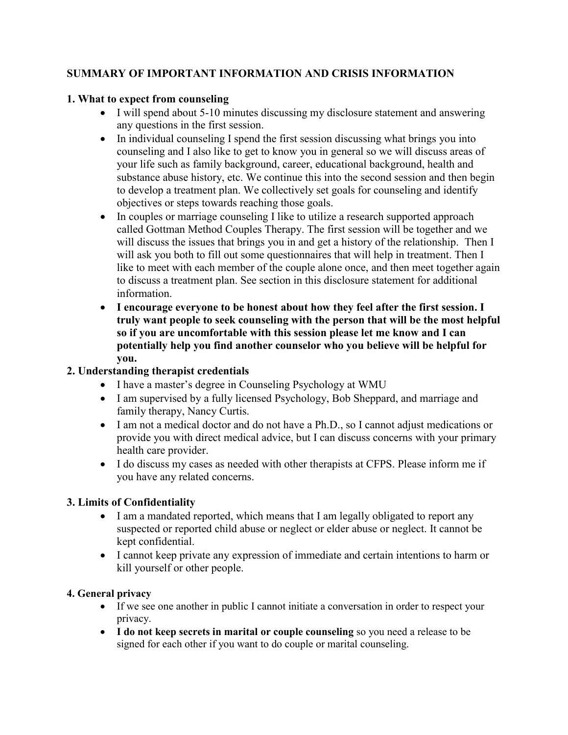## SUMMARY OF IMPORTANT INFORMATION AND CRISIS INFORMATION

### 1. What to expect from counseling

- I will spend about 5-10 minutes discussing my disclosure statement and answering any questions in the first session.
- In individual counseling I spend the first session discussing what brings you into counseling and I also like to get to know you in general so we will discuss areas of your life such as family background, career, educational background, health and substance abuse history, etc. We continue this into the second session and then begin to develop a treatment plan. We collectively set goals for counseling and identify objectives or steps towards reaching those goals.
- In couples or marriage counseling I like to utilize a research supported approach called Gottman Method Couples Therapy. The first session will be together and we will discuss the issues that brings you in and get a history of the relationship. Then I will ask you both to fill out some questionnaires that will help in treatment. Then I like to meet with each member of the couple alone once, and then meet together again to discuss a treatment plan. See section in this disclosure statement for additional information.
- **I encourage everyone to be honest about how they feel after the first session. I truly want people to seek counseling with the person that will be the most helpful so if you are uncomfortable with this session please let me know and I can potentially help you find another counselor who you believe will be helpful for you.**

### 2. Understanding therapist credentials

- I have a master's degree in Counseling Psychology at WMU
- I am supervised by a fully licensed Psychology, Bob Sheppard, and marriage and family therapy, Nancy Curtis.
- I am not a medical doctor and do not have a Ph.D., so I cannot adjust medications or provide you with direct medical advice, but I can discuss concerns with your primary health care provider.
- I do discuss my cases as needed with other therapists at CFPS. Please inform me if you have any related concerns.

### 3. Limits of Confidentiality

- I am a mandated reported, which means that I am legally obligated to report any suspected or reported child abuse or neglect or elder abuse or neglect. It cannot be kept confidential.
- I cannot keep private any expression of immediate and certain intentions to harm or kill yourself or other people.

### 4. General privacy

- If we see one another in public I cannot initiate a conversation in order to respect your privacy.
- **I do not keep secrets in marital or couple counseling** so you need a release to be signed for each other if you want to do couple or marital counseling.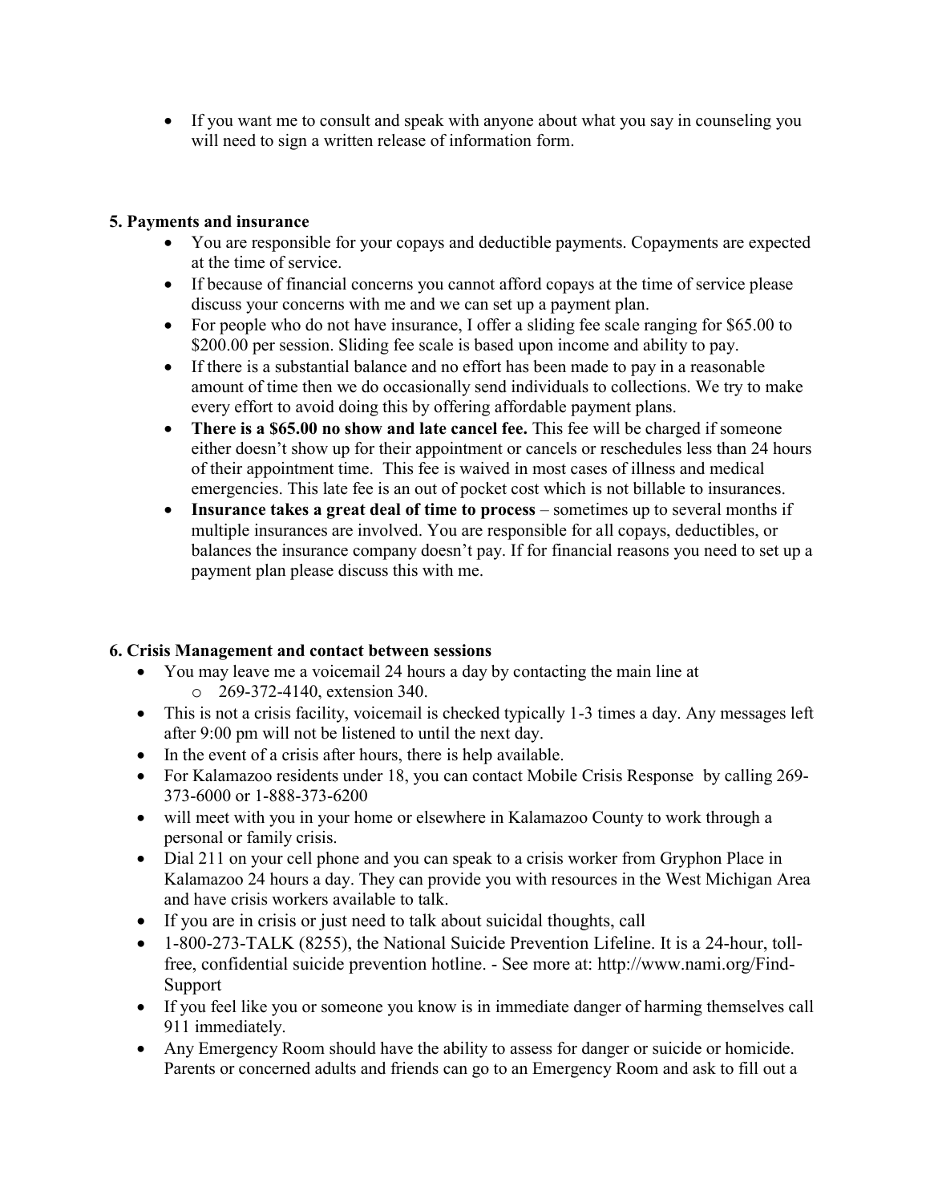- If you want me to consult and speak with anyone about what you say in counseling you will need to sign a written release of information form.

**5. Payments and insurance**

- You are responsible for your copays and deductible payments. Copayments are expected at the time of service.
- If because of financial concerns you cannot afford copays at the time of service please discuss your concerns with me and we can set up a payment plan.
- For people who do not have insurance, I offer a sliding fee scale ranging for $65.00 to $200.00 per session. Sliding fee scale is based upon income and ability to pay.
- If there is a substantial balance and no effort has been made to pay in a reasonable amount of time then we do occasionally send individuals to collections. We try to make every effort to avoid doing this by offering affordable payment plans.
- **There is a $65.00 no show and late cancel fee.** This fee will be charged if someone either doesn't show up for their appointment or cancels or reschedules less than 24 hours of their appointment time. This fee is waived in most cases of illness and medical emergencies. This late fee is an out of pocket cost which is not billable to insurances.
- **Insurance takes a great deal of time to process** – sometimes up to several months if multiple insurances are involved. You are responsible for all copays, deductibles, or balances the insurance company doesn't pay. If for financial reasons you need to set up a payment plan please discuss this with me.

**6. Crisis Management and contact between sessions**

- You may leave me a voicemail 24 hours a day by contacting the main line at
  - 269-372-4140, extension 340.
- This is not a crisis facility, voicemail is checked typically 1-3 times a day. Any messages left after 9:00 pm will not be listened to until the next day.
- In the event of a crisis after hours, there is help available.
- For Kalamazoo residents under 18, you can contact Mobile Crisis Response by calling 269-373-6000 or 1-888-373-6200
- will meet with you in your home or elsewhere in Kalamazoo County to work through a personal or family crisis.
- Dial 211 on your cell phone and you can speak to a crisis worker from Gryphon Place in Kalamazoo 24 hours a day. They can provide you with resources in the West Michigan Area and have crisis workers available to talk.
- If you are in crisis or just need to talk about suicidal thoughts, call
- 1-800-273-TALK (8255), the National Suicide Prevention Lifeline. It is a 24-hour, toll-free, confidential suicide prevention hotline. - See more at: http://www.nami.org/Find-Support
- If you feel like you or someone you know is in immediate danger of harming themselves call 911 immediately.
- Any Emergency Room should have the ability to assess for danger or suicide or homicide. Parents or concerned adults and friends can go to an Emergency Room and ask to fill out a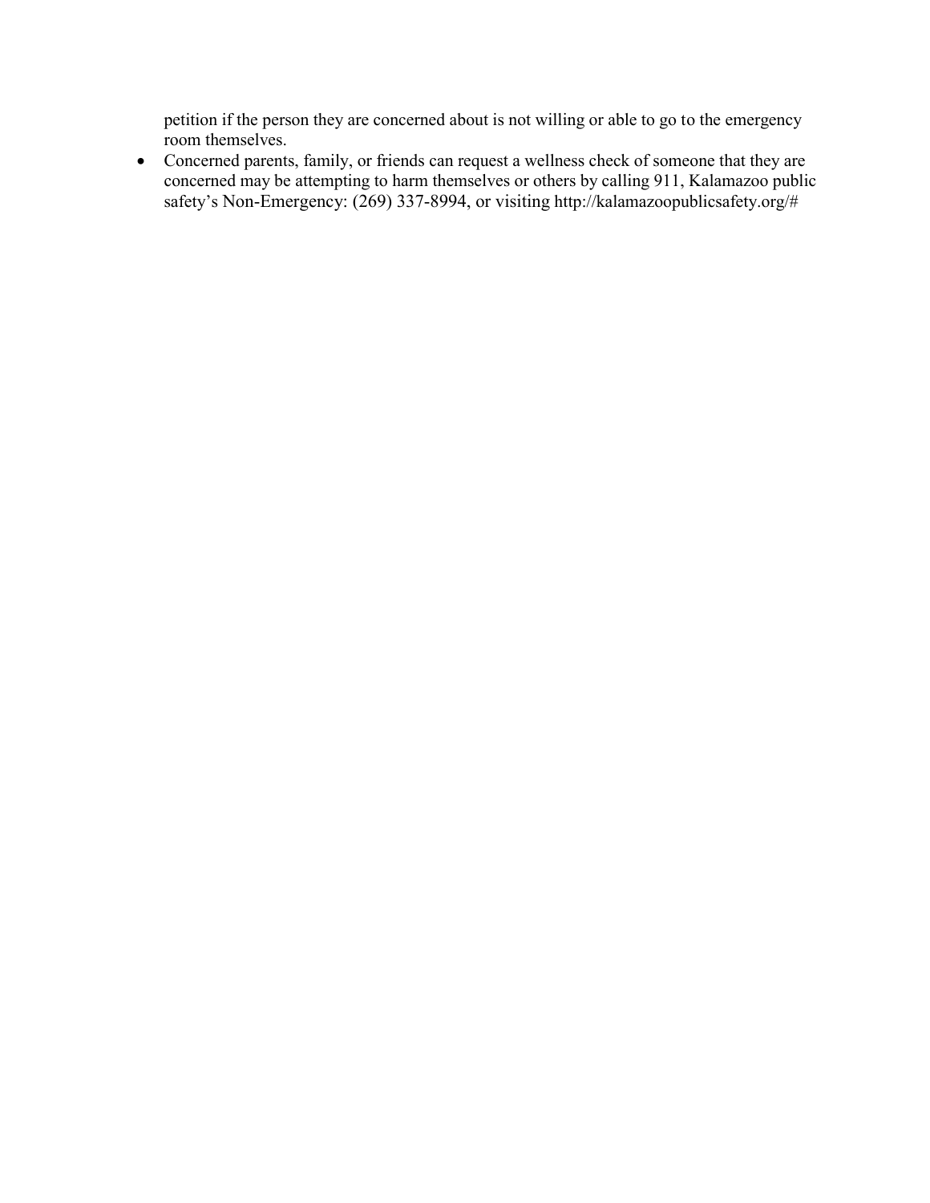petition if the person they are concerned about is not willing or able to go to the emergency room themselves.

- Concerned parents, family, or friends can request a wellness check of someone that they are concerned may be attempting to harm themselves or others by calling 911, Kalamazoo public safety's Non-Emergency: (269) 337-8994, or visiting http://kalamazoopublicsafety.org/#